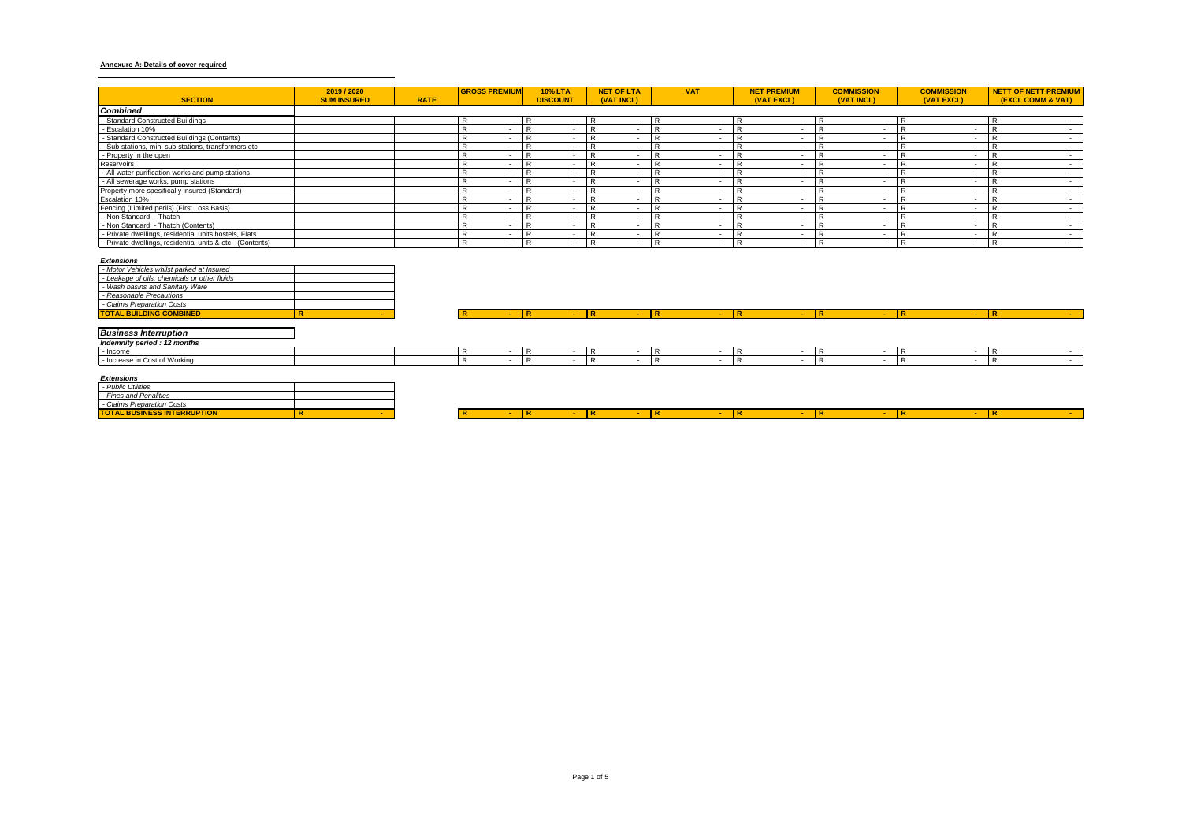**Annexure A: Details of cover required**

| SECTION | 2019 / 2020 SUM INSURED | RATE | GROSS PREMIUM | 10% LTA DISCOUNT | NET OF LTA (VAT INCL) | VAT | NET PREMIUM (VAT EXCL) | COMMISSION (VAT INCL) | COMMISSION (VAT EXCL) | NETT OF NETT PREMIUM (EXCL COMM & VAT) |
|---|---|---|---|---|---|---|---|---|---|---|
| ***Combined*** | | | | | | | | | | |
| - Standard Constructed Buildings | | | R - | R - | R - | R - | R - | R - | R - | R - |
| - Escalation 10% | | | R - | R - | R - | R - | R - | R - | R - | R - |
| - Standard Constructed Buildings (Contents) | | | R - | R - | R - | R - | R - | R - | R - | R - |
| - Sub-stations, mini sub-stations, transformers,etc | | | R - | R - | R - | R - | R - | R - | R - | R - |
| - Property in the open | | | R - | R - | R - | R - | R - | R - | R - | R - |
| Reservoirs | | | R - | R - | R - | R - | R - | R - | R - | R - |
| - All water purification works and pump stations | | | R - | R - | R - | R - | R - | R - | R - | R - |
| - All sewerage works, pump stations | | | R - | R - | R - | R - | R - | R - | R - | R - |
| Property more spesifically insured (Standard) | | | R - | R - | R - | R - | R - | R - | R - | R - |
| Escalation 10% | | | R - | R - | R - | R - | R - | R - | R - | R - |
| Fencing (Limited perils) (First Loss Basis) | | | R - | R - | R - | R - | R - | R - | R - | R - |
| - Non Standard - Thatch | | | R - | R - | R - | R - | R - | R - | R - | R - |
| - Non Standard - Thatch (Contents) | | | R - | R - | R - | R - | R - | R - | R - | R - |
| - Private dwellings, residential units hostels, Flats | | | R - | R - | R - | R - | R - | R - | R - | R - |
| - Private dwellings, residential units & etc - (Contents) | | | R - | R - | R - | R - | R - | R - | R - | R - |
| ***Extensions*** | | | | | | | | | | |
| *- Motor Vehicles whilst parked at Insured* | | | | | | | | | | |
| *- Leakage of oils, chemicals or other fluids* | | | | | | | | | | |
| *- Wash basins and Sanitary Ware* | | | | | | | | | | |
| *- Reasonable Precautions* | | | | | | | | | | |
| *- Claims Preparation Costs* | | | | | | | | | | |
| **TOTAL BUILDING COMBINED** | **R -** | | **R -** | **R -** | **R -** | **R -** | **R -** | **R -** | **R -** | **R -** |
| ***Business Interruption*** | | | | | | | | | | |
| ***Indemnity period : 12 months*** | | | | | | | | | | |
| - Income | | | R - | R - | R - | R - | R - | R - | R - | R - |
| - Increase in Cost of Working | | | R - | R - | R - | R - | R - | R - | R - | R - |
| ***Extensions*** | | | | | | | | | | |
| *- Public Utilities* | | | | | | | | | | |
| *- Fines and Penalities* | | | | | | | | | | |
| *- Claims Preparation Costs* | | | | | | | | | | |
| **TOTAL BUSINESS INTERRUPTION** | **R -** | | **R -** | **R -** | **R -** | **R -** | **R -** | **R -** | **R -** | **R -** |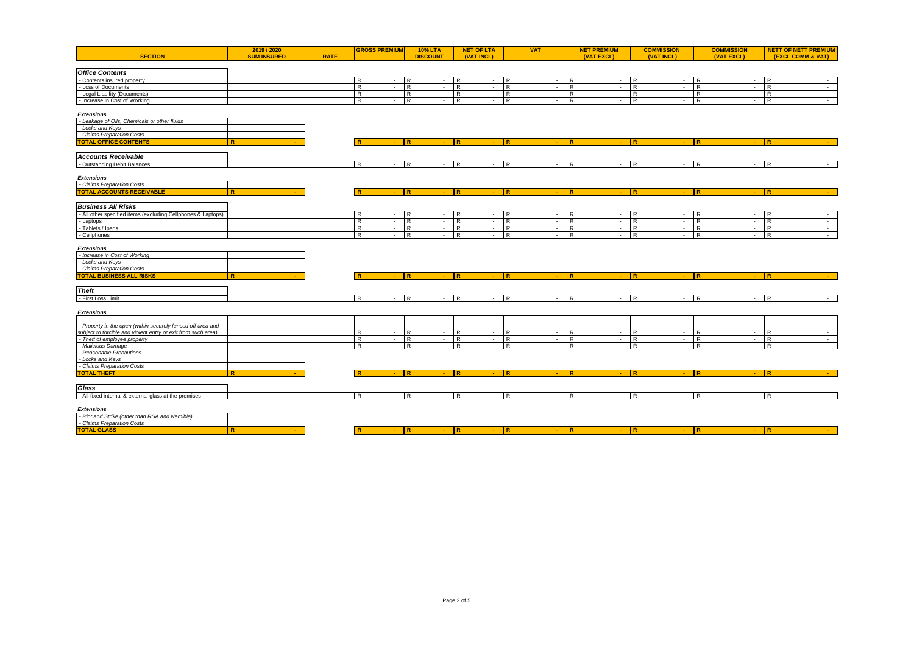| SECTION | 2019 / 2020 SUM INSURED | RATE | GROSS PREMIUM | 10% LTA DISCOUNT | NET OF LTA (VAT INCL) | VAT | NET PREMIUM (VAT EXCL) | COMMISSION (VAT INCL) | COMMISSION (VAT EXCL) | NETT OF NETT PREMIUM (EXCL COMM & VAT) |
|---|---|---|---|---|---|---|---|---|---|---|
| ***Office Contents*** | | | | | | | | | | |
| - Contents insured property | | | R - | R - | R - | R - | R - | R - | R - | R - |
| - Loss of Documents | | | R - | R - | R - | R - | R - | R - | R - | R - |
| - Legal Liability (Documents) | | | R - | R - | R - | R - | R - | R - | R - | R - |
| - Increase in Cost of Working | | | R - | R - | R - | R - | R - | R - | R - | R - |
| ***Extensions*** | | | | | | | | | | |
| *- Leakage of Oils, Chemicals or other fluids* | | | | | | | | | | |
| *- Locks and Keys* | | | | | | | | | | |
| *- Claims Preparation Costs* | | | | | | | | | | |
| **TOTAL OFFICE CONTENTS** | **R -** | | **R -** | **R -** | **R -** | **R -** | **R -** | **R -** | **R -** | **R -** |
| ***Accounts Receivable*** | | | | | | | | | | |
| - Outstanding Debit Balances | | | R - | R - | R - | R - | R - | R - | R - | R - |
| ***Extensions*** | | | | | | | | | | |
| *- Claims Preparation Costs* | | | | | | | | | | |
| **TOTAL ACCOUNTS RECEIVABLE** | **R -** | | **R -** | **R -** | **R -** | **R -** | **R -** | **R -** | **R -** | **R -** |
| ***Business All Risks*** | | | | | | | | | | |
| - All other specified items (excluding Cellphones & Laptops) | | | R - | R - | R - | R - | R - | R - | R - | R - |
| - Laptops | | | R - | R - | R - | R - | R - | R - | R - | R - |
| - Tablets / Ipads | | | R - | R - | R - | R - | R - | R - | R - | R - |
| - Cellphones | | | R - | R - | R - | R - | R - | R - | R - | R - |
| ***Extensions*** | | | | | | | | | | |
| *- Increase in Cost of Working* | | | | | | | | | | |
| *- Locks and Keys* | | | | | | | | | | |
| *- Claims Preparation Costs* | | | | | | | | | | |
| **TOTAL BUSINESS ALL RISKS** | **R -** | | **R -** | **R -** | **R -** | **R -** | **R -** | **R -** | **R -** | **R -** |
| ***Theft*** | | | | | | | | | | |
| - First Loss Limit | | | R - | R - | R - | R - | R - | R - | R - | R - |
| ***Extensions*** | | | | | | | | | | |
| *- Property in the open (within securely fenced off area and subject to forcible and violent entry or exit from such area)* | | | R - | R - | R - | R - | R - | R - | R - | R - |
| *- Theft of employee property* | | | R - | R - | R - | R - | R - | R - | R - | R - |
| *- Malicious Damage* | | | R - | R - | R - | R - | R - | R - | R - | R - |
| *- Reasonable Precautions* | | | | | | | | | | |
| *- Locks and Keys* | | | | | | | | | | |
| *- Claims Preparation Costs* | | | | | | | | | | |
| **TOTAL THEFT** | **R -** | | **R -** | **R -** | **R -** | **R -** | **R -** | **R -** | **R -** | **R -** |
| ***Glass*** | | | | | | | | | | |
| - All fixed internal & external glass at the premises | | | R - | R - | R - | R - | R - | R - | R - | R - |
| ***Extensions*** | | | | | | | | | | |
| *- Riot and Strike (other than RSA and Namibia)* | | | | | | | | | | |
| *- Claims Preparation Costs* | | | | | | | | | | |
| **TOTAL GLASS** | **R -** | | **R -** | **R -** | **R -** | **R -** | **R -** | **R -** | **R -** | **R -** |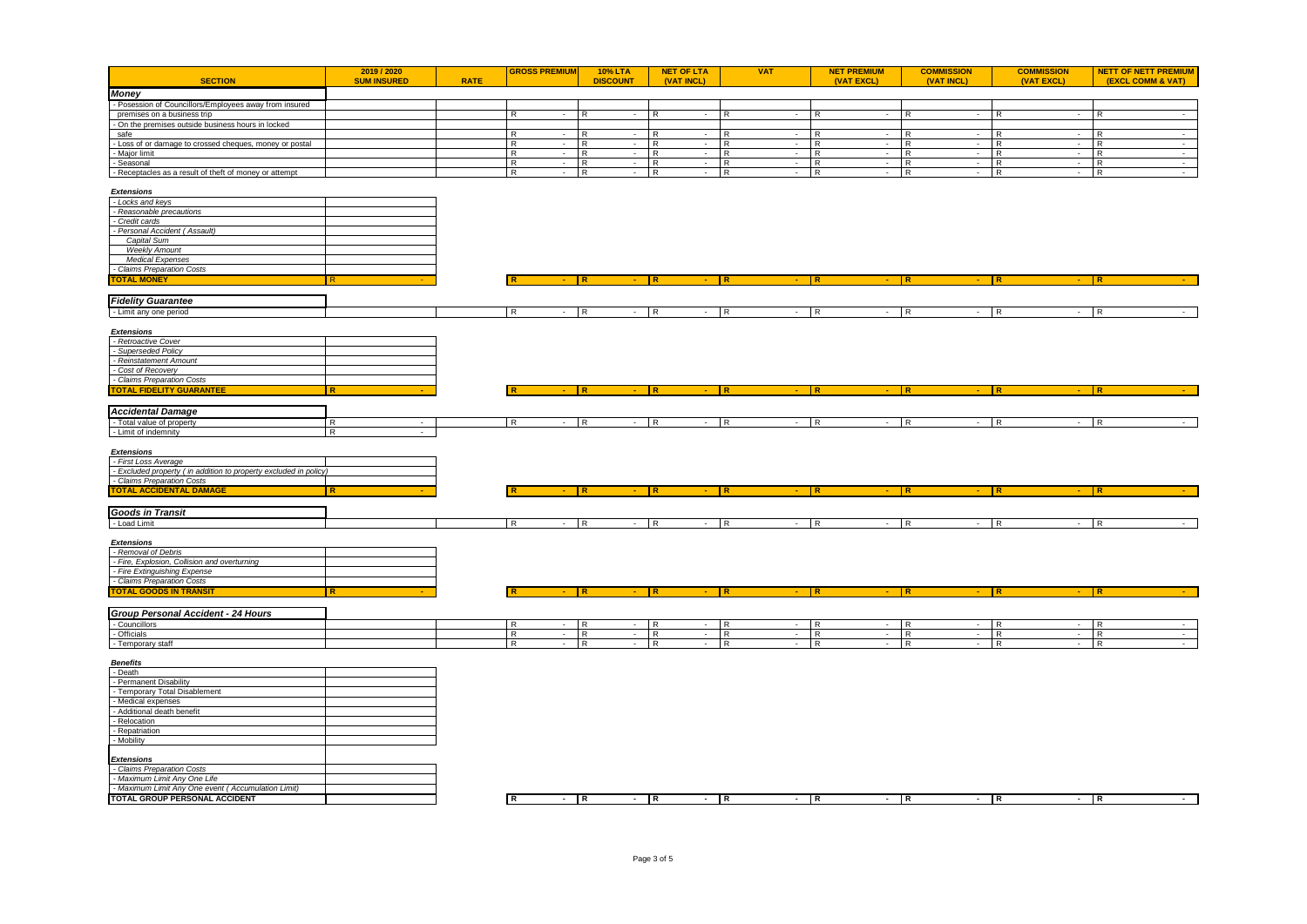| SECTION | 2019 / 2020 SUM INSURED | RATE | GROSS PREMIUM | 10% LTA DISCOUNT | NET OF LTA (VAT INCL) | VAT | NET PREMIUM (VAT EXCL) | COMMISSION (VAT INCL) | COMMISSION (VAT EXCL) | NETT OF NETT PREMIUM (EXCL COMM & VAT) |
|---|---|---|---|---|---|---|---|---|---|---|
| ***Money*** | | | | | | | | | | |
| - Posession of Councillors/Employees away from insured premises on a business trip | | | R - | R - | R - | R - | R - | R - | R - | R - |
| - On the premises outside business hours in locked safe | | | R - | R - | R - | R - | R - | R - | R - | R - |
| - Loss of or damage to crossed cheques, money or postal | | | R - | R - | R - | R - | R - | R - | R - | R - |
| - Major limit | | | R - | R - | R - | R - | R - | R - | R - | R - |
| - Seasonal | | | R - | R - | R - | R - | R - | R - | R - | R - |
| - Receptacles as a result of theft of money or attempt | | | R - | R - | R - | R - | R - | R - | R - | R - |
| ***Extensions*** | | | | | | | | | | |
| *- Locks and keys* | | | | | | | | | | |
| *- Reasonable precautions* | | | | | | | | | | |
| *- Credit cards* | | | | | | | | | | |
| *- Personal Accident ( Assault)* | | | | | | | | | | |
| *Capital Sum* | | | | | | | | | | |
| *Weekly Amount* | | | | | | | | | | |
| *Medical Expenses* | | | | | | | | | | |
| *- Claims Preparation Costs* | | | | | | | | | | |
| **TOTAL MONEY** | R - | | **R -** | **R -** | **R -** | **R -** | **R -** | **R -** | **R -** | **R -** |
| ***Fidelity Guarantee*** | | | | | | | | | | |
| - Limit any one period | | | R - | R - | R - | R - | R - | R - | R - | R - |
| ***Extensions*** | | | | | | | | | | |
| *- Retroactive Cover* | | | | | | | | | | |
| *- Superseded Policy* | | | | | | | | | | |
| *- Reinstatement Amount* | | | | | | | | | | |
| *- Cost of Recovery* | | | | | | | | | | |
| *- Claims Preparation Costs* | | | | | | | | | | |
| **TOTAL FIDELITY GUARANTEE** | **R -** | | **R -** | **R -** | **R -** | **R -** | **R -** | **R -** | **R -** | **R -** |
| ***Accidental Damage*** | | | | | | | | | | |
| - Total value of property | R - | | R - | R - | R - | R - | R - | R - | R - | R - |
| - Limit of indemnity | R - | | | | | | | | | |
| ***Extensions*** | | | | | | | | | | |
| *- First Loss Average* | | | | | | | | | | |
| *- Excluded property ( in addition to property excluded in policy)* | | | | | | | | | | |
| *- Claims Preparation Costs* | | | | | | | | | | |
| **TOTAL ACCIDENTAL DAMAGE** | **R -** | | **R -** | **R -** | **R -** | **R -** | **R -** | **R -** | **R -** | **R -** |
| ***Goods in Transit*** | | | | | | | | | | |
| - Load Limit | | | R - | R - | R - | R - | R - | R - | R - | R - |
| ***Extensions*** | | | | | | | | | | |
| *- Removal of Debris* | | | | | | | | | | |
| *- Fire, Explosion, Collision and overturning* | | | | | | | | | | |
| *- Fire Extinguishing Expense* | | | | | | | | | | |
| *- Claims Preparation Costs* | | | | | | | | | | |
| **TOTAL GOODS IN TRANSIT** | **R -** | | **R -** | **R -** | **R -** | **R -** | **R -** | **R -** | **R -** | **R -** |
| ***Group Personal Accident - 24 Hours*** | | | | | | | | | | |
| - Councillors | | | R - | R - | R - | R - | R - | R - | R - | R - |
| - Officials | | | R - | R - | R - | R - | R - | R - | R - | R - |
| - Temporary staff | | | R - | R - | R - | R - | R - | R - | R - | R - |
| ***Benefits*** | | | | | | | | | | |
| - Death | | | | | | | | | | |
| - Permanent Disability | | | | | | | | | | |
| - Temporary Total Disablement | | | | | | | | | | |
| - Medical expenses | | | | | | | | | | |
| - Additional death benefit | | | | | | | | | | |
| - Relocation | | | | | | | | | | |
| - Repatriation | | | | | | | | | | |
| - Mobility | | | | | | | | | | |
| ***Extensions*** | | | | | | | | | | |
| *- Claims Preparation Costs* | | | | | | | | | | |
| *- Maximum Limit Any One Life* | | | | | | | | | | |
| *- Maximum Limit Any One event ( Accumulation Limit)* | | | | | | | | | | |
| **TOTAL GROUP PERSONAL ACCIDENT** | | | **R -** | **R -** | **R -** | **R -** | **R -** | **R -** | **R -** | **R -** |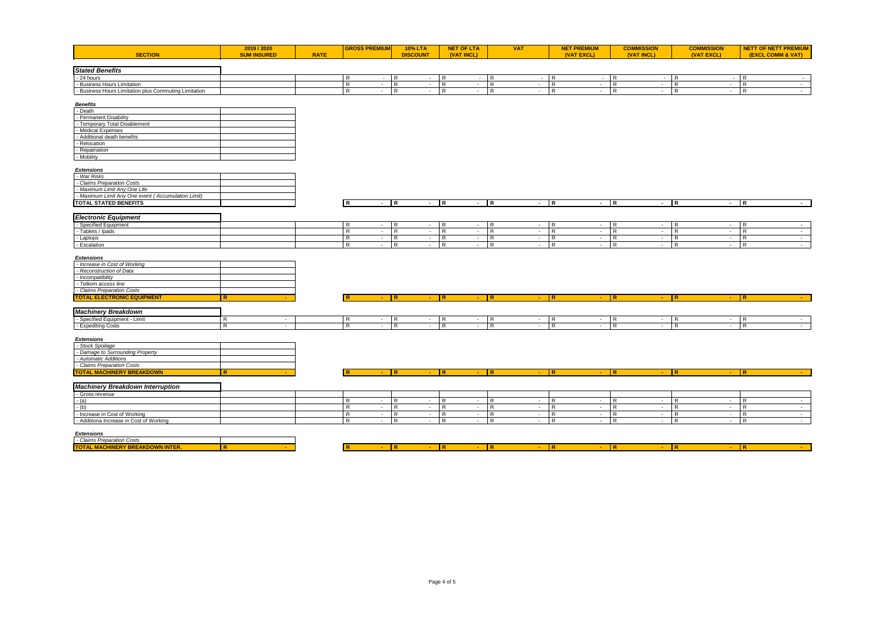| SECTION | 2019 / 2020 SUM INSURED | RATE | GROSS PREMIUM | 10% LTA DISCOUNT | NET OF LTA (VAT INCL) | VAT | NET PREMIUM (VAT EXCL) | COMMISSION (VAT INCL) | COMMISSION (VAT EXCL) | NETT OF NETT PREMIUM (EXCL COMM & VAT) |
|---|---|---|---|---|---|---|---|---|---|---|
| ***Stated Benefits*** | | | | | | | | | | |
| - 24 hours | | | R - | R - | R - | R - | R - | R - | R - | R - |
| - Business Hours Limitation | | | R - | R - | R - | R - | R - | R - | R - | R - |
| - Business Hours Limitation plus Commuting Limitation | | | R - | R - | R - | R - | R - | R - | R - | R - |
| ***Benefits*** | | | | | | | | | | |
| - Death | | | | | | | | | | |
| - Permanent Disability | | | | | | | | | | |
| - Temporary Total Disablement | | | | | | | | | | |
| - Medical Expenses | | | | | | | | | | |
| - Additional death benefits | | | | | | | | | | |
| - Relocation | | | | | | | | | | |
| - Repatriation | | | | | | | | | | |
| - Mobility | | | | | | | | | | |
| ***Extensions*** | | | | | | | | | | |
| *- War Risks* | | | | | | | | | | |
| *- Claims Preparation Costs* | | | | | | | | | | |
| *- Maximum Limit Any One Life* | | | | | | | | | | |
| *- Maximum Limit Any One event ( Accumulation Limit)* | | | | | | | | | | |
| **TOTAL STATED BENEFITS** | | | **R -** | **R -** | **R -** | **R -** | **R -** | **R -** | **R -** | **R -** |
| ***Electronic Equipment*** | | | | | | | | | | |
| - Specified Equipment | | | R - | R - | R - | R - | R - | R - | R - | R - |
| - Tablets / Ipads | | | R - | R - | R - | R - | R - | R - | R - | R - |
| - Laptops | | | R - | R - | R - | R - | R - | R - | R - | R - |
| - Escalation | | | R - | R - | R - | R - | R - | R - | R - | R - |
| ***Extensions*** | | | | | | | | | | |
| *- Increase in Cost of Working* | | | | | | | | | | |
| *- Reconstruction of Data* | | | | | | | | | | |
| *- Incompatibility* | | | | | | | | | | |
| *- Telkom access line* | | | | | | | | | | |
| *- Claims Preparation Costs* | | | | | | | | | | |
| **TOTAL ELECTRONIC EQUIPMENT** | **R -** | | **R -** | **R -** | **R -** | **R -** | **R -** | **R -** | **R -** | **R -** |
| ***Machinery Breakdown*** | | | | | | | | | | |
| - Specified Equipment - Limit | R - | | R - | R - | R - | R - | R - | R - | R - | R - |
| - Expediting Costs | R - | | R - | R - | R - | R - | R - | R - | R - | R - |
| ***Extensions*** | | | | | | | | | | |
| *- Stock Spoilage* | | | | | | | | | | |
| *- Damage to Surrounding Property* | | | | | | | | | | |
| *- Automatic Additions* | | | | | | | | | | |
| *- Claims Preparation Costs* | | | | | | | | | | |
| **TOTAL MACHINERY BREAKDOWN** | **R -** | | **R -** | **R -** | **R -** | **R -** | **R -** | **R -** | **R -** | **R -** |
| ***Machinery Breakdown Interruption*** | | | | | | | | | | |
| - Gross revenue | | | | | | | | | | |
| - (a) | | | R - | R - | R - | R - | R - | R - | R - | R - |
| - (b) | | | R - | R - | R - | R - | R - | R - | R - | R - |
| - Increase in Cost of Working | | | R - | R - | R - | R - | R - | R - | R - | R - |
| - Additiona Increase in Cost of Working | | | R - | R - | R - | R - | R - | R - | R - | R - |
| ***Extensions*** | | | | | | | | | | |
| *- Claims Preparation Costs* | | | | | | | | | | |
| **TOTAL MACHINERY BREAKDOWN INTER.** | **R -** | | **R -** | **R -** | **R -** | **R -** | **R -** | **R -** | **R -** | **R -** |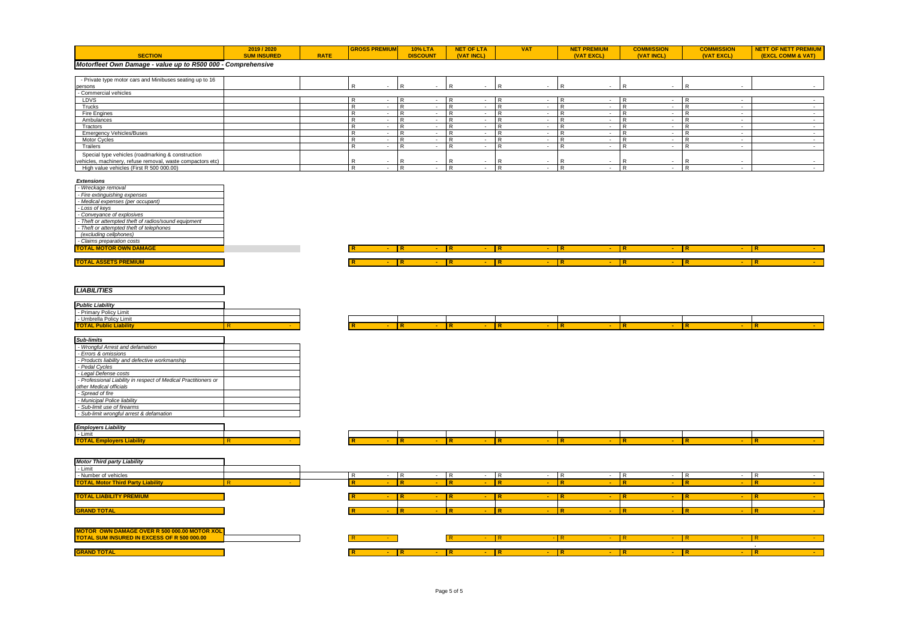| SECTION | 2019 / 2020 SUM INSURED | RATE | GROSS PREMIUM | 10% LTA DISCOUNT | NET OF LTA (VAT INCL) | VAT | NET PREMIUM (VAT EXCL) | COMMISSION (VAT INCL) | COMMISSION (VAT EXCL) | NETT OF NETT PREMIUM (EXCL COMM & VAT) |
|---|---|---|---|---|---|---|---|---|---|---|
| ***Motorfleet Own Damage - value up to R500 000 - Comprehensive*** | | | | | | | | | | |
| - Private type motor cars and Minibuses seating up to 16 persons | | | R - | R - | R - | R - | R - | R - | R - | - |
| - Commercial vehicles | | | | | | | | | | |
| LDVS | | | R - | R - | R - | R - | R - | R - | R - | - |
| Trucks | | | R - | R - | R - | R - | R - | R - | R - | - |
| Fire Engines | | | R - | R - | R - | R - | R - | R - | R - | - |
| Ambulances | | | R - | R - | R - | R - | R - | R - | R - | - |
| Tractors | | | R - | R - | R - | R - | R - | R - | R - | - |
| Emergency Vehicles/Buses | | | R - | R - | R - | R - | R - | R - | R - | - |
| Motor Cycles | | | R - | R - | R - | R - | R - | R - | R - | - |
| Trailers | | | R - | R - | R - | R - | R - | R - | R - | - |
| Special type vehicles (roadmarking & construction vehicles, machinery, refuse removal, waste compactors etc) | | | R - | R - | R - | R - | R - | R - | R - | - |
| High value vehicles (First R 500 000.00) | | | R - | R - | R - | R - | R - | R - | R - | - |
| ***Extensions*** | | | | | | | | | | |
| *- Wreckage removal* | | | | | | | | | | |
| *- Fire extinguishing expenses* | | | | | | | | | | |
| *- Medical expenses (per occupant)* | | | | | | | | | | |
| *- Loss of keys* | | | | | | | | | | |
| *- Conveyance of explosives* | | | | | | | | | | |
| *- Theft or attempted theft of radios/sound equipment* | | | | | | | | | | |
| *- Theft or attempted theft of telephones (excluding cellphones)* | | | | | | | | | | |
| *- Claims preparation costs* | | | | | | | | | | |
| **TOTAL MOTOR OWN DAMAGE** | | | **R -** | **R -** | **R -** | **R -** | **R -** | **R -** | **R -** | **R -** |
| **TOTAL ASSETS PREMIUM** | | | **R -** | **R -** | **R -** | **R -** | **R -** | **R -** | **R -** | **R -** |
| ***LIABILITIES*** | | | | | | | | | | |
| ***Public Liability*** | | | | | | | | | | |
| - Primary Policy Limit | | | | | | | | | | |
| - Umbrella Policy Limit | | | | | | | | | | |
| **TOTAL Public Liability** | R - | | **R -** | **R -** | **R -** | **R -** | **R -** | **R -** | **R -** | **R -** |
| ***Sub-limits*** | | | | | | | | | | |
| *- Wrongful Arrest and defamation* | | | | | | | | | | |
| *- Errors & omissions* | | | | | | | | | | |
| *- Products liability and defective workmanship* | | | | | | | | | | |
| *- Pedal Cycles* | | | | | | | | | | |
| *- Legal Defense costs* | | | | | | | | | | |
| *- Professional Liability in respect of Medical Practitioners or other Medical officials* | | | | | | | | | | |
| *- Spread of fire* | | | | | | | | | | |
| *- Municipal Police liability* | | | | | | | | | | |
| *- Sub-limit use of firearms* | | | | | | | | | | |
| *- Sub-limit wrongful arrest & defamation* | | | | | | | | | | |
| ***Employers Liability*** | | | | | | | | | | |
| - Limit | | | | | | | | | | |
| **TOTAL Employers Liability** | R - | | **R -** | **R -** | **R -** | **R -** | **R -** | **R -** | **R -** | **R -** |
| ***Motor Third party Liability*** | | | | | | | | | | |
| - Limit | | | | | | | | | | |
| - Number of vehicles | | | R - | R - | R - | R - | R - | R - | R - | R - |
| **TOTAL Motor Third Party Liability** | R - | | **R -** | **R -** | **R -** | **R -** | **R -** | **R -** | **R -** | **R -** |
| **TOTAL LIABILITY PREMIUM** | | | **R -** | **R -** | **R -** | **R -** | **R -** | **R -** | **R -** | **R -** |
| **GRAND TOTAL** | | | **R -** | **R -** | **R -** | **R -** | **R -** | **R -** | **R -** | **R -** |
| **MOTOR OWN DAMAGE OVER R 500 000.00 MOTOR XOL TOTAL SUM INSURED IN EXCESS OF R 500 000.00** | | | R - | | R - | R - | R - | R - | R - | R - |
| **GRAND TOTAL** | | | **R -** | **R -** | **R -** | **R -** | **R -** | **R -** | **R -** | **R -** |